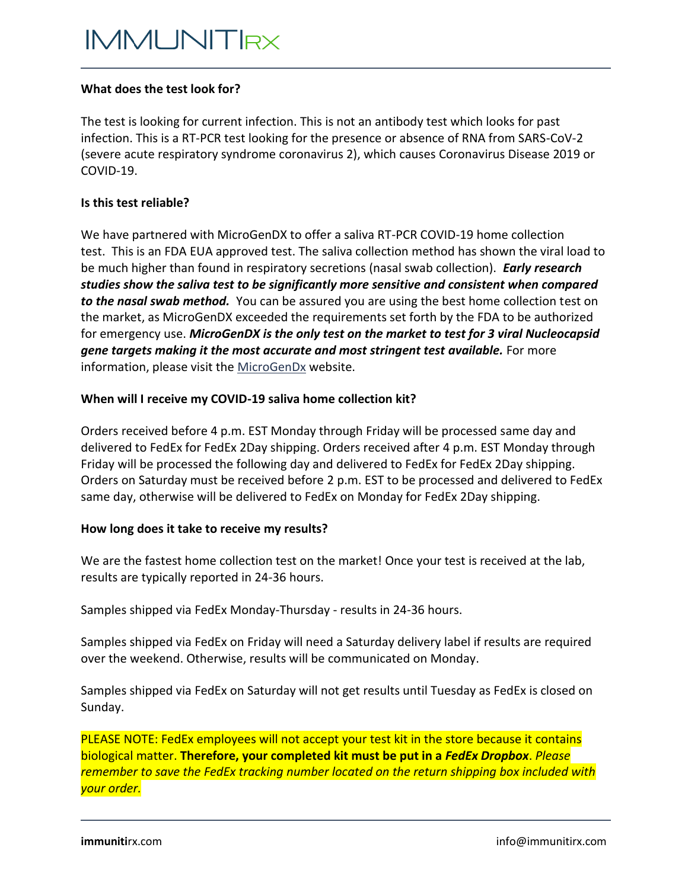# IMMUNITIRX

### What does the test look for?

The test is looking for current infection. This is not an antibody test which looks for past infection. This is a RT-PCR test looking for the presence or absence of RNA from SARS-CoV-2 (severe acute respiratory syndrome coronavirus 2), which causes Coronavirus Disease 2019 or COVID-19.

### Is this test reliable?

We have partnered with MicroGenDX to offer a saliva RT-PCR COVID-19 home collection test. This is an FDA EUA approved test. The saliva collection method has shown the viral load to be much higher than found in respiratory secretions (nasal swab collection). ***Early research studies show the saliva test to be significantly more sensitive and consistent when compared to the nasal swab method.*** You can be assured you are using the best home collection test on the market, as MicroGenDX exceeded the requirements set forth by the FDA to be authorized for emergency use. ***MicroGenDX is the only test on the market to test for 3 viral Nucleocapsid gene targets making it the most accurate and most stringent test available.*** For more information, please visit the MicroGenDx website.

### When will I receive my COVID-19 saliva home collection kit?

Orders received before 4 p.m. EST Monday through Friday will be processed same day and delivered to FedEx for FedEx 2Day shipping. Orders received after 4 p.m. EST Monday through Friday will be processed the following day and delivered to FedEx for FedEx 2Day shipping. Orders on Saturday must be received before 2 p.m. EST to be processed and delivered to FedEx same day, otherwise will be delivered to FedEx on Monday for FedEx 2Day shipping.

### How long does it take to receive my results?

We are the fastest home collection test on the market! Once your test is received at the lab, results are typically reported in 24-36 hours.

Samples shipped via FedEx Monday-Thursday - results in 24-36 hours.

Samples shipped via FedEx on Friday will need a Saturday delivery label if results are required over the weekend. Otherwise, results will be communicated on Monday.

Samples shipped via FedEx on Saturday will not get results until Tuesday as FedEx is closed on Sunday.

PLEASE NOTE: FedEx employees will not accept your test kit in the store because it contains biological matter. **Therefore, your completed kit must be put in a *FedEx Dropbox*.** *Please remember to save the FedEx tracking number located on the return shipping box included with your order.*

**immuniti**rx.com info@immunitirx.com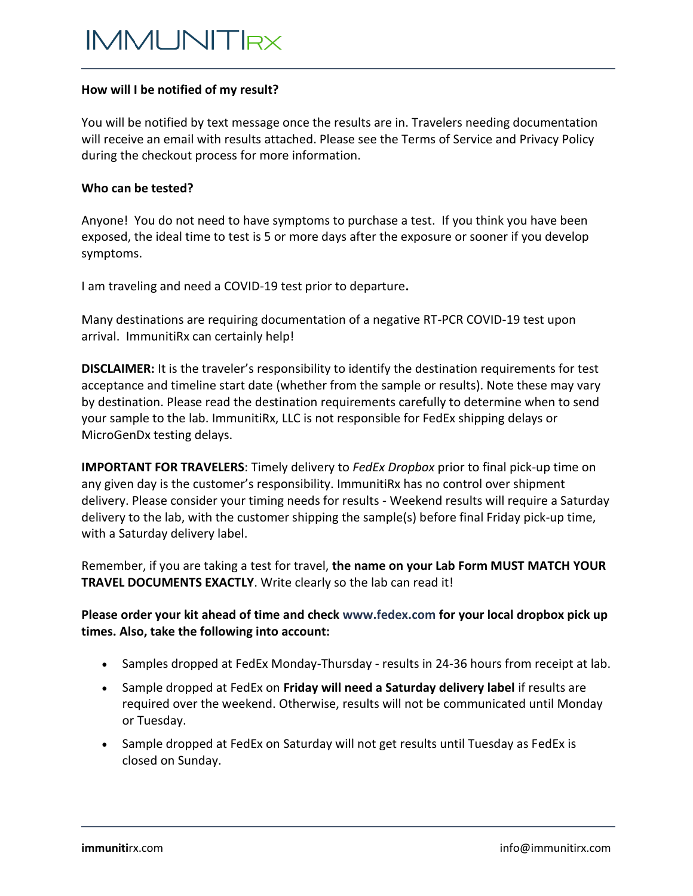**How will I be notified of my result?**

You will be notified by text message once the results are in. Travelers needing documentation will receive an email with results attached. Please see the Terms of Service and Privacy Policy during the checkout process for more information.

**Who can be tested?**

Anyone! You do not need to have symptoms to purchase a test. If you think you have been exposed, the ideal time to test is 5 or more days after the exposure or sooner if you develop symptoms.

I am traveling and need a COVID-19 test prior to departure**.**

Many destinations are requiring documentation of a negative RT-PCR COVID-19 test upon arrival. ImmunitiRx can certainly help!

**DISCLAIMER:** It is the traveler's responsibility to identify the destination requirements for test acceptance and timeline start date (whether from the sample or results). Note these may vary by destination. Please read the destination requirements carefully to determine when to send your sample to the lab. ImmunitiRx, LLC is not responsible for FedEx shipping delays or MicroGenDx testing delays.

**IMPORTANT FOR TRAVELERS**: Timely delivery to *FedEx Dropbox* prior to final pick-up time on any given day is the customer's responsibility. ImmunitiRx has no control over shipment delivery. Please consider your timing needs for results - Weekend results will require a Saturday delivery to the lab, with the customer shipping the sample(s) before final Friday pick-up time, with a Saturday delivery label.

Remember, if you are taking a test for travel, **the name on your Lab Form MUST MATCH YOUR TRAVEL DOCUMENTS EXACTLY**. Write clearly so the lab can read it!

**Please order your kit ahead of time and check www.fedex.com for your local dropbox pick up times. Also, take the following into account:**

- Samples dropped at FedEx Monday-Thursday - results in 24-36 hours from receipt at lab.
- Sample dropped at FedEx on **Friday will need a Saturday delivery label** if results are required over the weekend. Otherwise, results will not be communicated until Monday or Tuesday.
- Sample dropped at FedEx on Saturday will not get results until Tuesday as FedEx is closed on Sunday.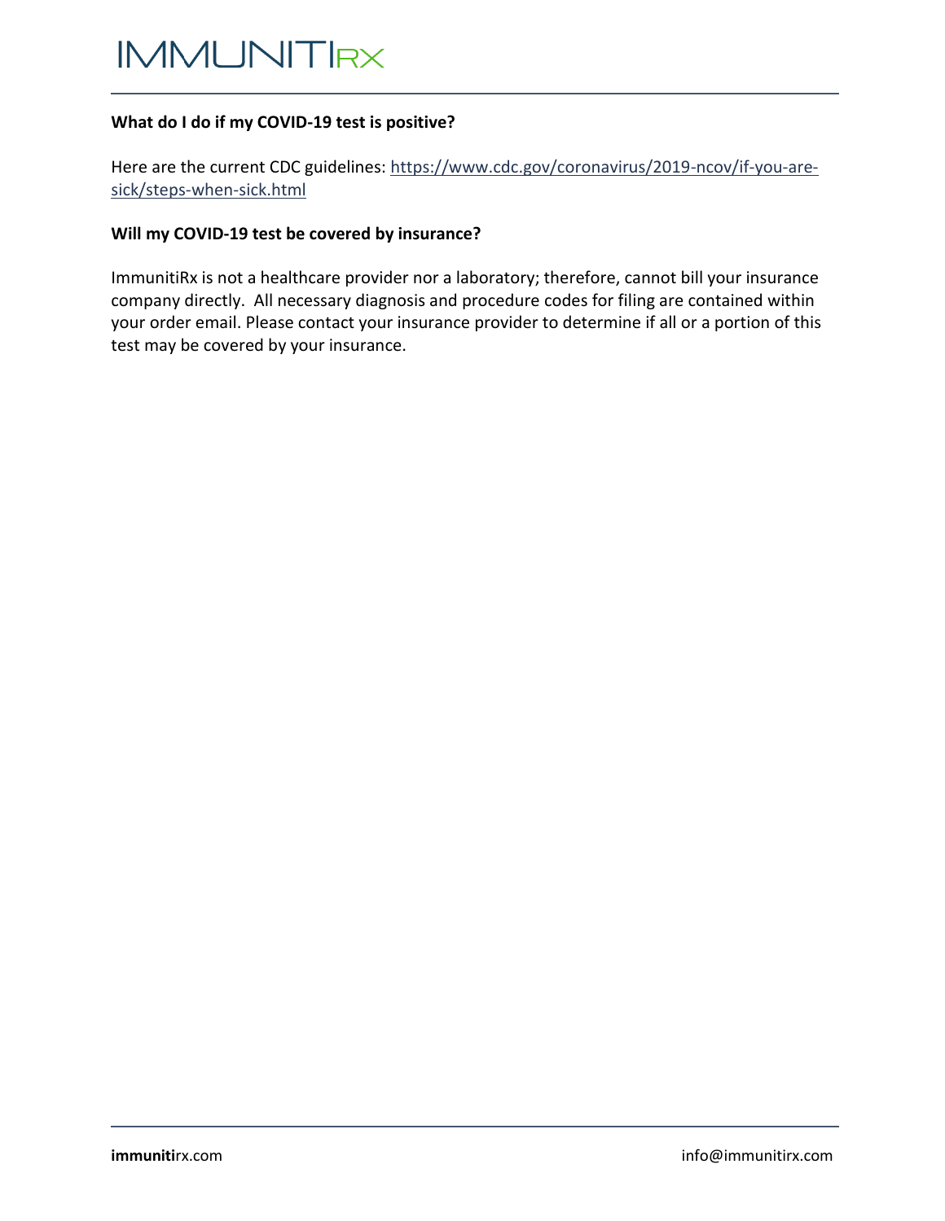**What do I do if my COVID-19 test is positive?**

Here are the current CDC guidelines: [https://www.cdc.gov/coronavirus/2019-ncov/if-you-are-sick/steps-when-sick.html](https://www.cdc.gov/coronavirus/2019-ncov/if-you-are-sick/steps-when-sick.html)

**Will my COVID-19 test be covered by insurance?**

ImmunitiRx is not a healthcare provider nor a laboratory; therefore, cannot bill your insurance company directly. All necessary diagnosis and procedure codes for filing are contained within your order email. Please contact your insurance provider to determine if all or a portion of this test may be covered by your insurance.